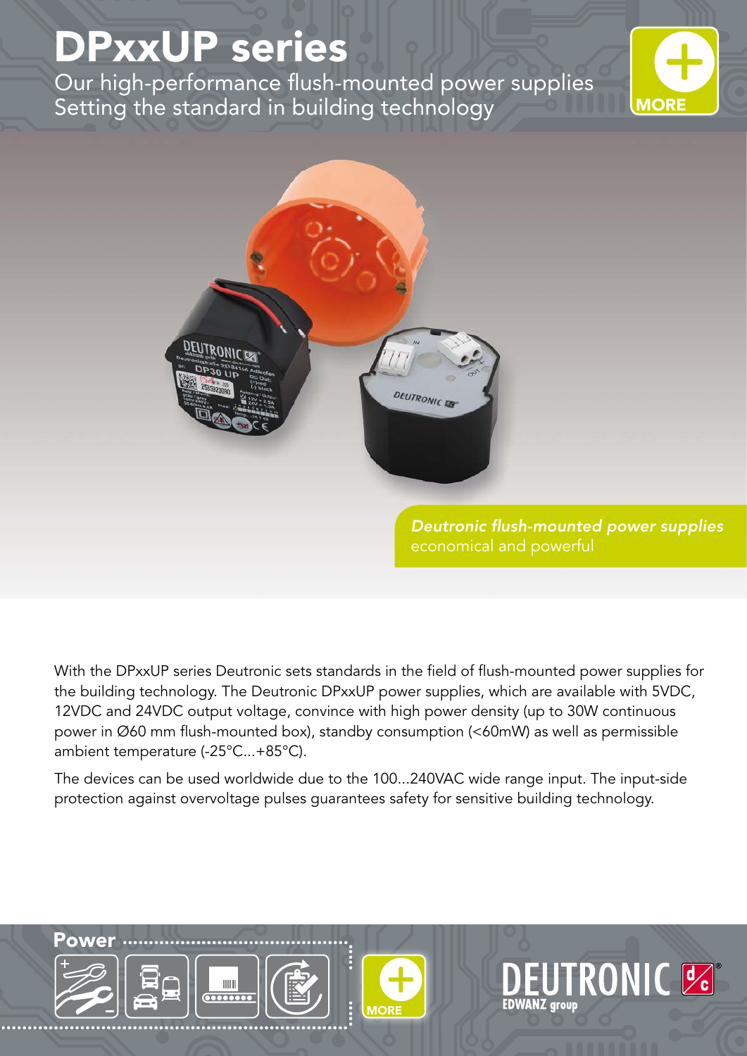# DPxxUP series

Our high-performance flush-mounted power supplies
Setting the standard in building technology

MORE

*Deutronic flush-mounted power supplies*
economical and powerful

With the DPxxUP series Deutronic sets standards in the field of flush-mounted power supplies for the building technology. The Deutronic DPxxUP power supplies, which are available with 5VDC, 12VDC and 24VDC output voltage, convince with high power density (up to 30W continuous power in Ø60 mm flush-mounted box), standby consumption (<60mW) as well as permissible ambient temperature (-25°C...+85°C).

The devices can be used worldwide due to the 100...240VAC wide range input. The input-side protection against overvoltage pulses guarantees safety for sensitive building technology.

**Power**

MORE

DEUTRONIC
EDWANZ group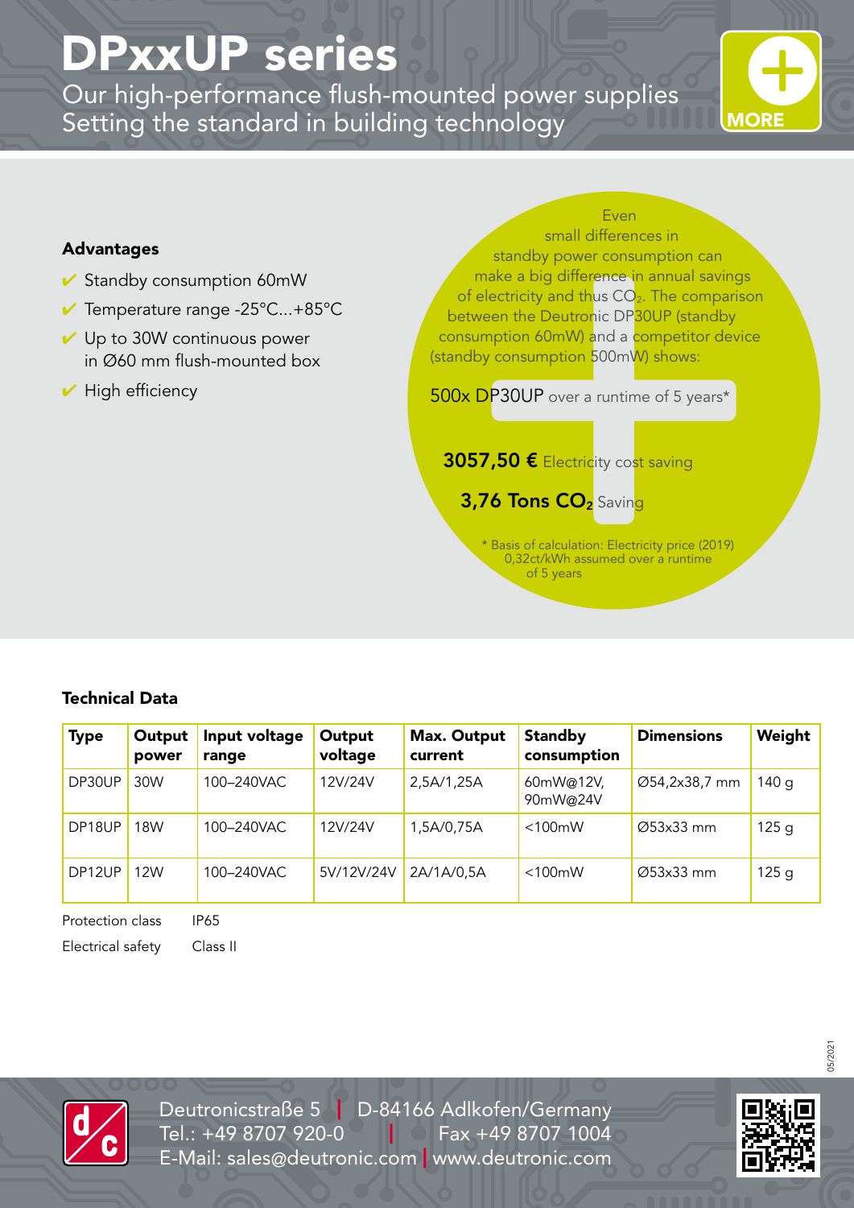# DPxxUP series

Our high-performance flush-mounted power supplies
Setting the standard in building technology

MORE

### Advantages

- ✔ Standby consumption 60mW
- ✔ Temperature range -25°C...+85°C
- ✔ Up to 30W continuous power in Ø60 mm flush-mounted box
- ✔ High efficiency

Even small differences in standby power consumption can make a big difference in annual savings of electricity and thus $CO_2$. The comparison between the Deutronic DP30UP (standby consumption 60mW) and a competitor device (standby consumption 500mW) shows:

500x DP30UP over a runtime of 5 years*

**3057,50 €** Electricity cost saving

**3,76 Tons $CO_2$** Saving

\* Basis of calculation: Electricity price (2019) 0,32ct/kWh assumed over a runtime of 5 years

### Technical Data

| Type | Output power | Input voltage range | Output voltage | Max. Output current | Standby consumption | Dimensions | Weight |
|---|---|---|---|---|---|---|---|
| DP30UP | 30W | 100–240VAC | 12V/24V | 2,5A/1,25A | 60mW@12V, 90mW@24V | Ø54,2x38,7 mm | 140 g |
| DP18UP | 18W | 100–240VAC | 12V/24V | 1,5A/0,75A | <100mW | Ø53x33 mm | 125 g |
| DP12UP | 12W | 100–240VAC | 5V/12V/24V | 2A/1A/0,5A | <100mW | Ø53x33 mm | 125 g |

Protection class IP65

Electrical safety Class II

05/2021

Deutronicstraße 5 | D-84166 Adlkofen/Germany
Tel.: +49 8707 920-0 | Fax +49 8707 1004
E-Mail: sales@deutronic.com | www.deutronic.com